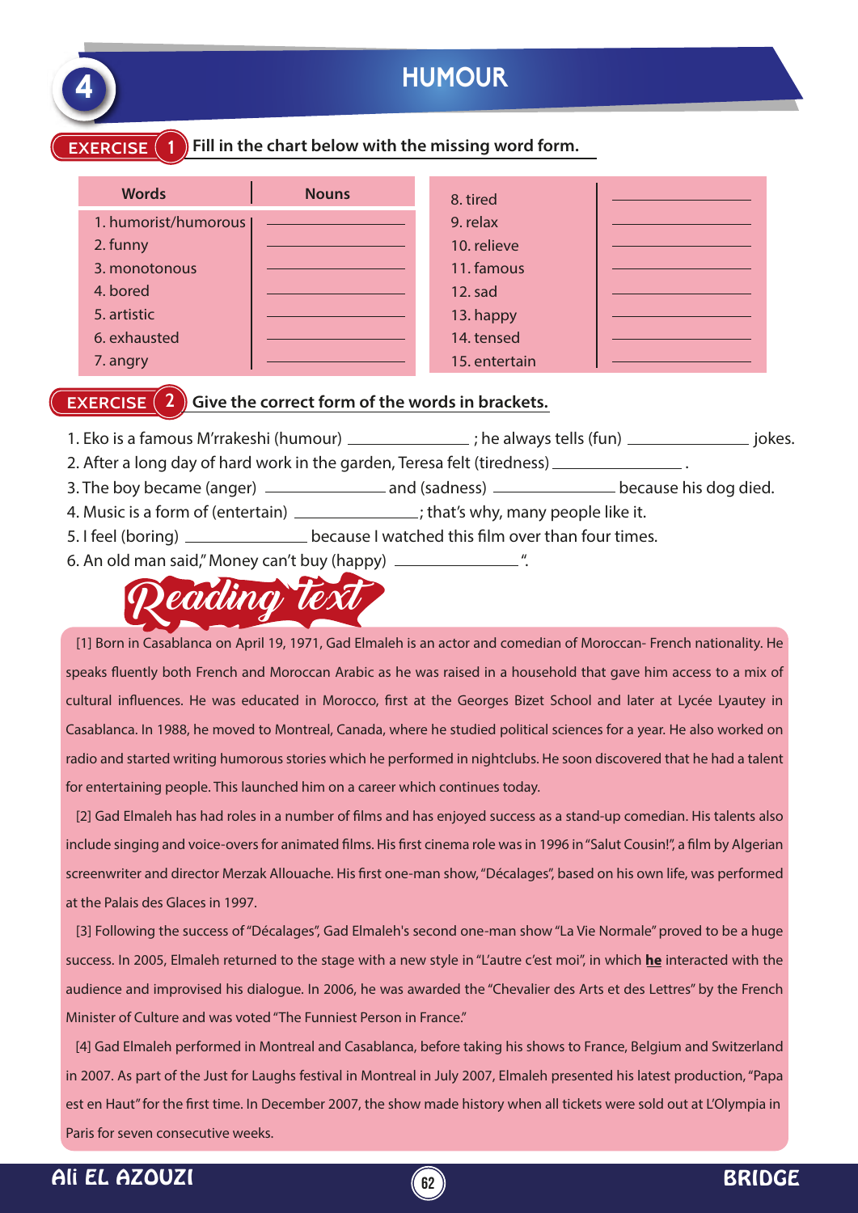# 4 HUMOUR

## EXERCISE 1 Fill in the chart below with the missing word form.

| Words | Nouns |
|---|---|
| 1. humorist/humorous | ______ |
| 2. funny | ______ |
| 3. monotonous | ______ |
| 4. bored | ______ |
| 5. artistic | ______ |
| 6. exhausted | ______ |
| 7. angry | ______ |
| 8. tired | ______ |
| 9. relax | ______ |
| 10. relieve | ______ |
| 11. famous | ______ |
| 12. sad | ______ |
| 13. happy | ______ |
| 14. tensed | ______ |
| 15. entertain | ______ |

## EXERCISE 2 Give the correct form of the words in brackets.

1. Eko is a famous M'rrakeshi (humour) ______ ; he always tells (fun) ______ jokes.
2. After a long day of hard work in the garden, Teresa felt (tiredness) ______ .
3. The boy became (anger) ______ and (sadness) ______ because his dog died.
4. Music is a form of (entertain) ______; that's why, many people like it.
5. I feel (boring) ______ because I watched this film over than four times.
6. An old man said," Money can't buy (happy) ______ ".

## Reading text

[1] Born in Casablanca on April 19, 1971, Gad Elmaleh is an actor and comedian of Moroccan- French nationality. He speaks fluently both French and Moroccan Arabic as he was raised in a household that gave him access to a mix of cultural influences. He was educated in Morocco, first at the Georges Bizet School and later at Lycée Lyautey in Casablanca. In 1988, he moved to Montreal, Canada, where he studied political sciences for a year. He also worked on radio and started writing humorous stories which he performed in nightclubs. He soon discovered that he had a talent for entertaining people. This launched him on a career which continues today.

[2] Gad Elmaleh has had roles in a number of films and has enjoyed success as a stand-up comedian. His talents also include singing and voice-overs for animated films. His first cinema role was in 1996 in "Salut Cousin!", a film by Algerian screenwriter and director Merzak Allouache. His first one-man show, "Décalages", based on his own life, was performed at the Palais des Glaces in 1997.

[3] Following the success of "Décalages", Gad Elmaleh's second one-man show "La Vie Normale" proved to be a huge success. In 2005, Elmaleh returned to the stage with a new style in "L'autre c'est moi", in which **he** interacted with the audience and improvised his dialogue. In 2006, he was awarded the "Chevalier des Arts et des Lettres" by the French Minister of Culture and was voted "The Funniest Person in France."

[4] Gad Elmaleh performed in Montreal and Casablanca, before taking his shows to France, Belgium and Switzerland in 2007. As part of the Just for Laughs festival in Montreal in July 2007, Elmaleh presented his latest production, "Papa est en Haut" for the first time. In December 2007, the show made history when all tickets were sold out at L'Olympia in Paris for seven consecutive weeks.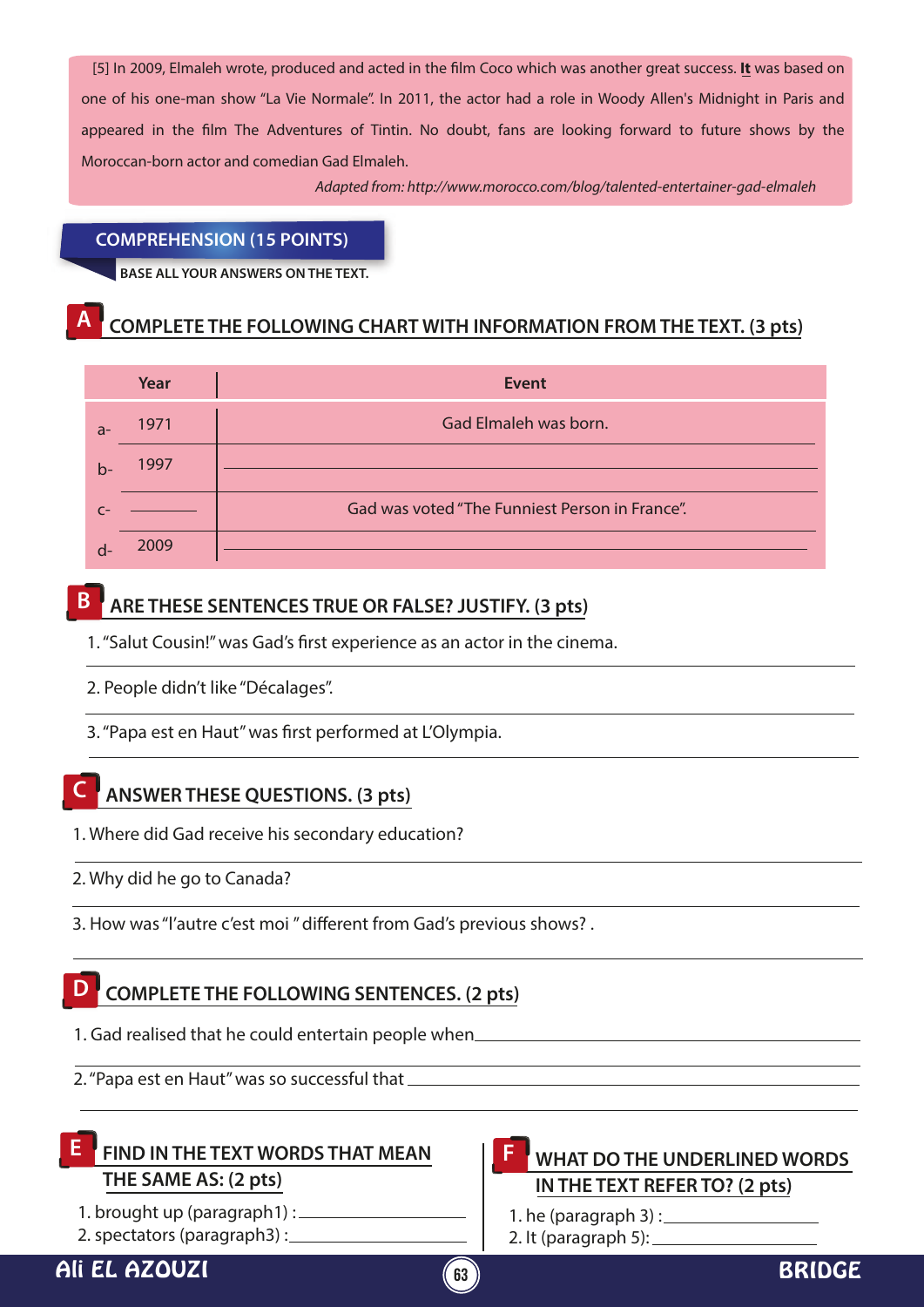[5] In 2009, Elmaleh wrote, produced and acted in the film Coco which was another great success. **It** was based on one of his one-man show "La Vie Normale". In 2011, the actor had a role in Woody Allen's Midnight in Paris and appeared in the film The Adventures of Tintin. No doubt, fans are looking forward to future shows by the Moroccan-born actor and comedian Gad Elmaleh.

*Adapted from: http://www.morocco.com/blog/talented-entertainer-gad-elmaleh*

## COMPREHENSION (15 POINTS)

**BASE ALL YOUR ANSWERS ON THE TEXT.**

### A COMPLETE THE FOLLOWING CHART WITH INFORMATION FROM THE TEXT. (3 pts)

| | Year | Event |
|---|---|---|
| a- | 1971 | Gad Elmaleh was born. |
| b- | 1997 | ______________________ |
| c- | ________ | Gad was voted "The Funniest Person in France". |
| d- | 2009 | ______________________ |

### B ARE THESE SENTENCES TRUE OR FALSE? JUSTIFY. (3 pts)

1. "Salut Cousin!" was Gad's first experience as an actor in the cinema.
______________________________________________

2. People didn't like "Décalages".
______________________________________________

3. "Papa est en Haut" was first performed at L'Olympia.
______________________________________________

### C ANSWER THESE QUESTIONS. (3 pts)

1. Where did Gad receive his secondary education?
______________________________________________

2. Why did he go to Canada?
______________________________________________

3. How was "l'autre c'est moi " different from Gad's previous shows? .
______________________________________________

### D COMPLETE THE FOLLOWING SENTENCES. (2 pts)

1. Gad realised that he could entertain people when______________________________
______________________________________________

2. "Papa est en Haut" was so successful that ______________________________
______________________________________________

### E FIND IN THE TEXT WORDS THAT MEAN THE SAME AS: (2 pts)

1. brought up (paragraph1) : ____________________
2. spectators (paragraph3) : ____________________

### F WHAT DO THE UNDERLINED WORDS IN THE TEXT REFER TO? (2 pts)

1. he (paragraph 3) : ____________________
2. It (paragraph 5): ____________________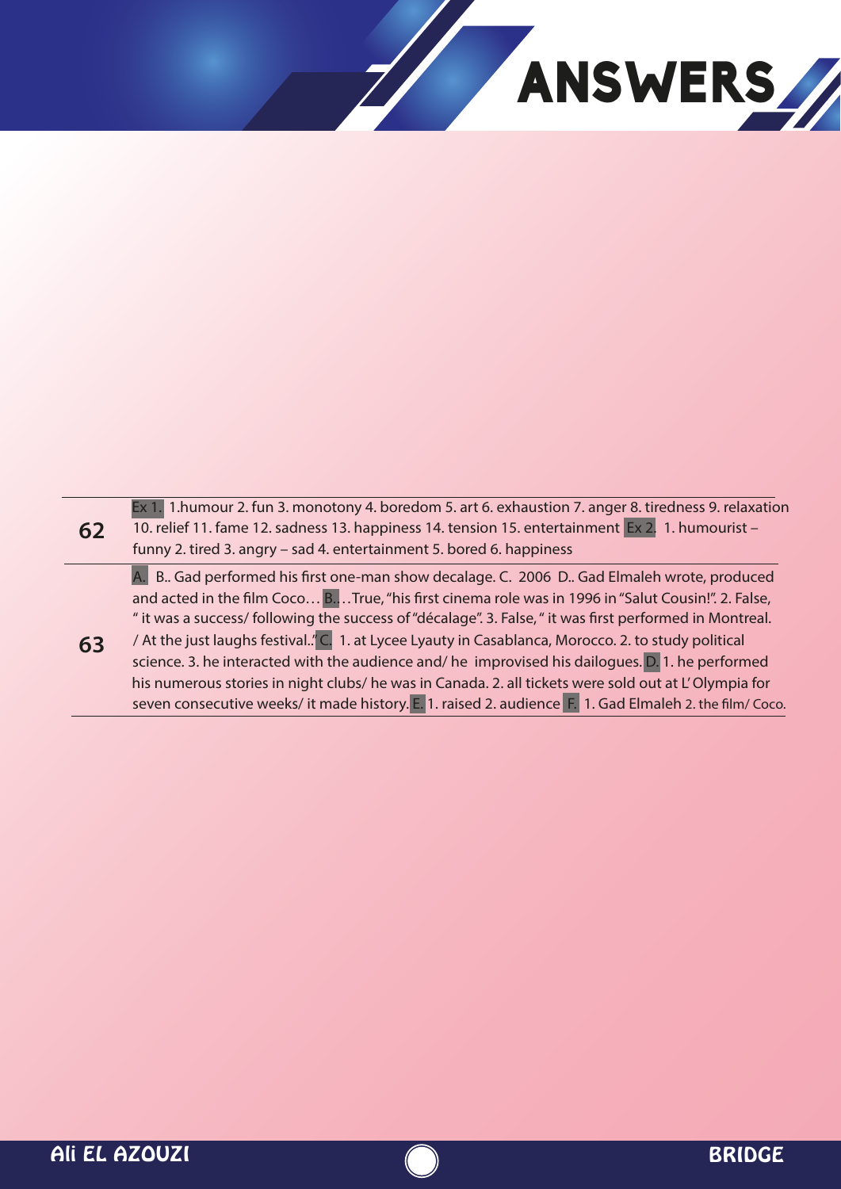# ANSWERS

| | |
|---|---|
| 62 | Ex 1. 1.humour 2. fun 3. monotony 4. boredom 5. art 6. exhaustion 7. anger 8. tiredness 9. relaxation 10. relief 11. fame 12. sadness 13. happiness 14. tension 15. entertainment Ex 2. 1. humourist – funny 2. tired 3. angry – sad 4. entertainment 5. bored 6. happiness |
| 63 | A. B.. Gad performed his first one-man show decalage. C. 2006 D.. Gad Elmaleh wrote, produced and acted in the film Coco… B.…True, "his first cinema role was in 1996 in "Salut Cousin!". 2. False, " it was a success/ following the success of "décalage". 3. False, " it was first performed in Montreal. / At the just laughs festival." C. 1. at Lycee Lyauty in Casablanca, Morocco. 2. to study political science. 3. he interacted with the audience and/ he improvised his dailogues. D. 1. he performed his numerous stories in night clubs/ he was in Canada. 2. all tickets were sold out at L' Olympia for seven consecutive weeks/ it made history. E. 1. raised 2. audience F. 1. Gad Elmaleh 2. the film/ Coco. |